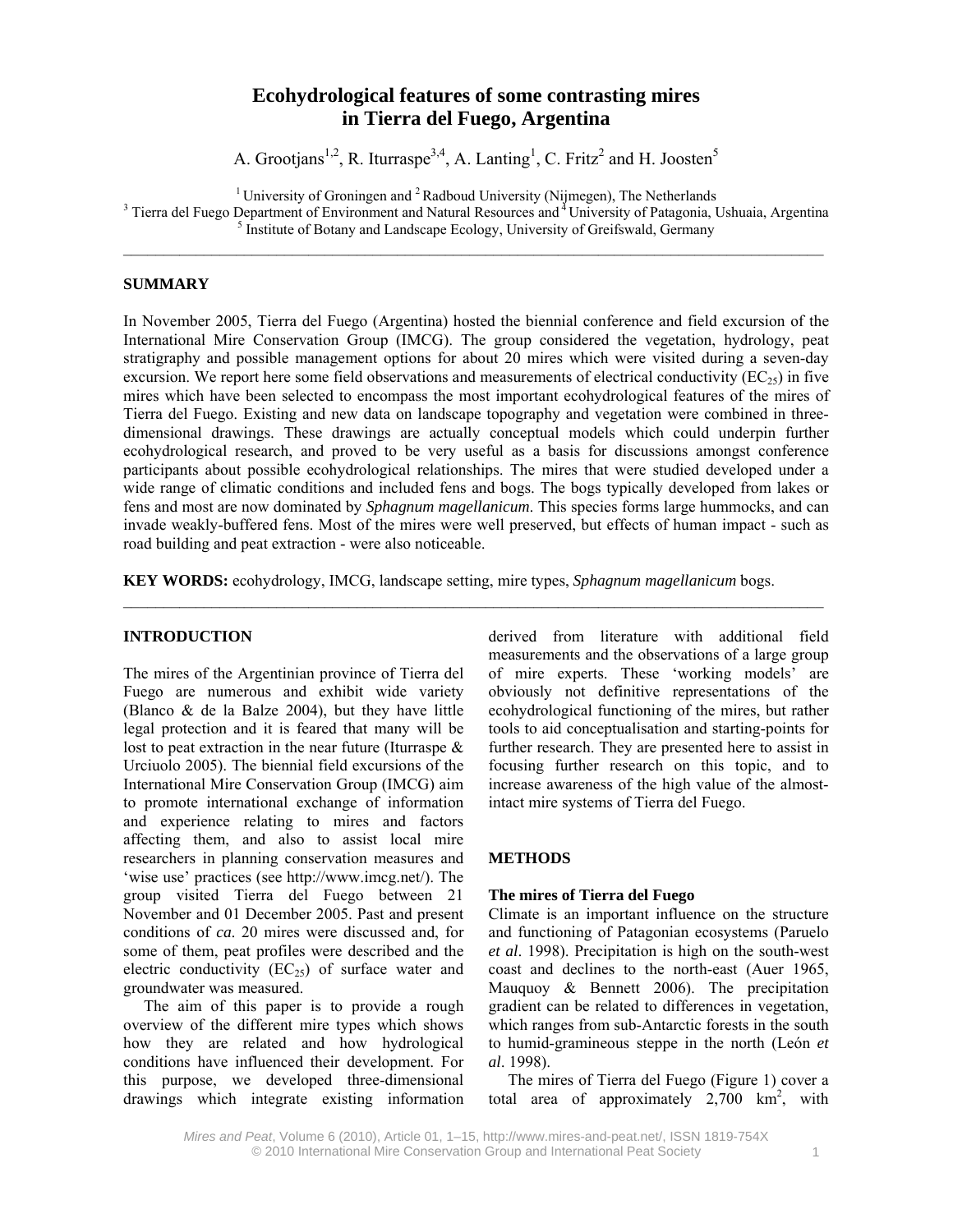# Ecohydrological features of some contrasting mires in Tierra del Fuego, Argentina

A. Grootjans[1,2], R. Iturraspe[3,4], A. Lanting[1], C. Fritz[2] and H. Joosten[5]

[1] University of Groningen and [2] Radboud University (Nijmegen), The Netherlands
[3] Tierra del Fuego Department of Environment and Natural Resources and [4] University of Patagonia, Ushuaia, Argentina
[5] Institute of Botany and Landscape Ecology, University of Greifswald, Germany

---

## SUMMARY

In November 2005, Tierra del Fuego (Argentina) hosted the biennial conference and field excursion of the International Mire Conservation Group (IMCG). The group considered the vegetation, hydrology, peat stratigraphy and possible management options for about 20 mires which were visited during a seven-day excursion. We report here some field observations and measurements of electrical conductivity ($EC_{25}$) in five mires which have been selected to encompass the most important ecohydrological features of the mires of Tierra del Fuego. Existing and new data on landscape topography and vegetation were combined in three-dimensional drawings. These drawings are actually conceptual models which could underpin further ecohydrological research, and proved to be very useful as a basis for discussions amongst conference participants about possible ecohydrological relationships. The mires that were studied developed under a wide range of climatic conditions and included fens and bogs. The bogs typically developed from lakes or fens and most are now dominated by *Sphagnum magellanicum*. This species forms large hummocks, and can invade weakly-buffered fens. Most of the mires were well preserved, but effects of human impact - such as road building and peat extraction - were also noticeable.

**KEY WORDS:** ecohydrology, IMCG, landscape setting, mire types, *Sphagnum magellanicum* bogs.

---

## INTRODUCTION

The mires of the Argentinian province of Tierra del Fuego are numerous and exhibit wide variety (Blanco & de la Balze 2004), but they have little legal protection and it is feared that many will be lost to peat extraction in the near future (Iturraspe & Urciuolo 2005). The biennial field excursions of the International Mire Conservation Group (IMCG) aim to promote international exchange of information and experience relating to mires and factors affecting them, and also to assist local mire researchers in planning conservation measures and 'wise use' practices (see http://www.imcg.net/). The group visited Tierra del Fuego between 21 November and 01 December 2005. Past and present conditions of *ca.* 20 mires were discussed and, for some of them, peat profiles were described and the electric conductivity ($EC_{25}$) of surface water and groundwater was measured.

The aim of this paper is to provide a rough overview of the different mire types which shows how they are related and how hydrological conditions have influenced their development. For this purpose, we developed three-dimensional drawings which integrate existing information derived from literature with additional field measurements and the observations of a large group of mire experts. These 'working models' are obviously not definitive representations of the ecohydrological functioning of the mires, but rather tools to aid conceptualisation and starting-points for further research. They are presented here to assist in focusing further research on this topic, and to increase awareness of the high value of the almost-intact mire systems of Tierra del Fuego.

## METHODS

### The mires of Tierra del Fuego

Climate is an important influence on the structure and functioning of Patagonian ecosystems (Paruelo *et al*. 1998). Precipitation is high on the south-west coast and declines to the north-east (Auer 1965, Mauquoy & Bennett 2006). The precipitation gradient can be related to differences in vegetation, which ranges from sub-Antarctic forests in the south to humid-gramineous steppe in the north (León *et al*. 1998).

The mires of Tierra del Fuego (Figure 1) cover a total area of approximately 2,700 km$^2$, with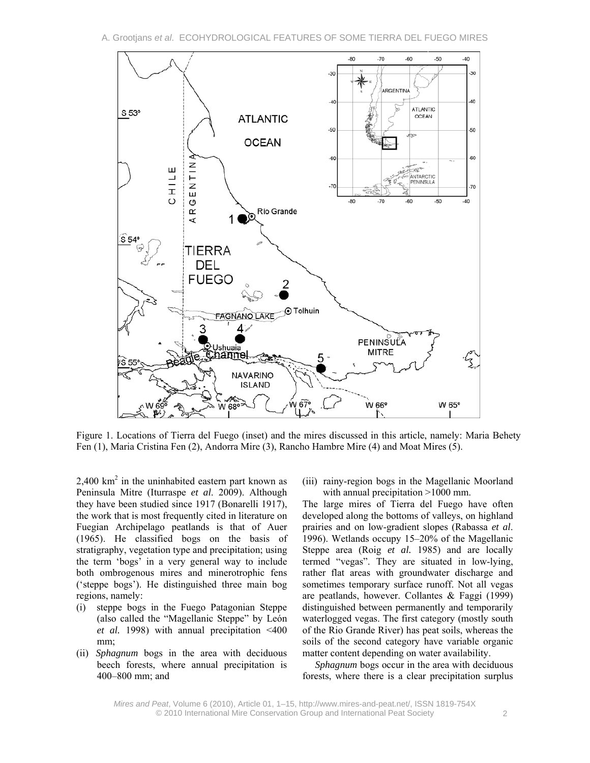Figure 1. Locations of Tierra del Fuego (inset) and the mires discussed in this article, namely: Maria Behety Fen (1), Maria Cristina Fen (2), Andorra Mire (3), Rancho Hambre Mire (4) and Moat Mires (5).

2,400 km$^2$ in the uninhabited eastern part known as Peninsula Mitre (Iturraspe *et al*. 2009). Although they have been studied since 1917 (Bonarelli 1917), the work that is most frequently cited in literature on Fuegian Archipelago peatlands is that of Auer (1965). He classified bogs on the basis of stratigraphy, vegetation type and precipitation; using the term 'bogs' in a very general way to include both ombrogenous mires and minerotrophic fens ('steppe bogs'). He distinguished three main bog regions, namely:

(i) steppe bogs in the Fuego Patagonian Steppe (also called the "Magellanic Steppe" by León *et al.* 1998) with annual precipitation <400 mm;
(ii) *Sphagnum* bogs in the area with deciduous beech forests, where annual precipitation is 400–800 mm; and
(iii) rainy-region bogs in the Magellanic Moorland with annual precipitation >1000 mm.

The large mires of Tierra del Fuego have often developed along the bottoms of valleys, on highland prairies and on low-gradient slopes (Rabassa *et al*. 1996). Wetlands occupy 15–20% of the Magellanic Steppe area (Roig *et al.* 1985) and are locally termed "vegas". They are situated in low-lying, rather flat areas with groundwater discharge and sometimes temporary surface runoff. Not all vegas are peatlands, however. Collantes & Faggi (1999) distinguished between permanently and temporarily waterlogged vegas. The first category (mostly south of the Rio Grande River) has peat soils, whereas the soils of the second category have variable organic matter content depending on water availability.

*Sphagnum* bogs occur in the area with deciduous forests, where there is a clear precipitation surplus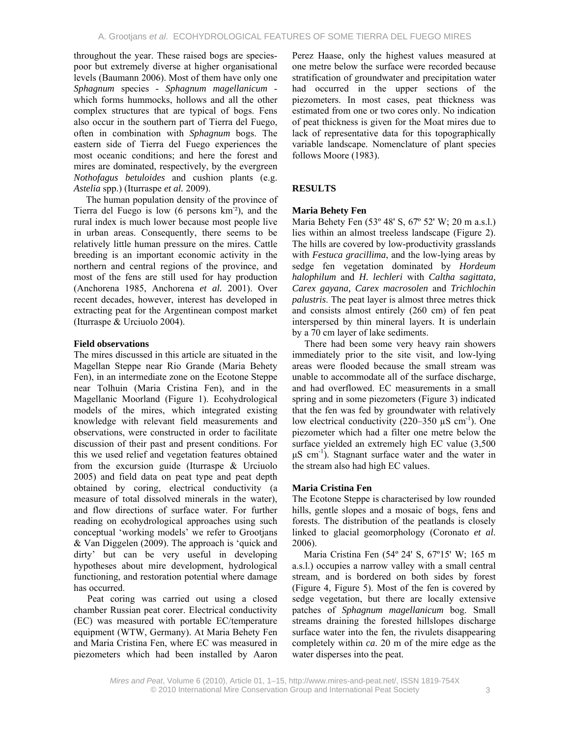throughout the year. These raised bogs are species-poor but extremely diverse at higher organisational levels (Baumann 2006). Most of them have only one *Sphagnum* species - *Sphagnum magellanicum* - which forms hummocks, hollows and all the other complex structures that are typical of bogs. Fens also occur in the southern part of Tierra del Fuego, often in combination with *Sphagnum* bogs. The eastern side of Tierra del Fuego experiences the most oceanic conditions; and here the forest and mires are dominated, respectively, by the evergreen *Nothofagus betuloides* and cushion plants (e.g. *Astelia* spp.) (Iturraspe *et al.* 2009).

The human population density of the province of Tierra del Fuego is low (6 persons km$^{-2}$), and the rural index is much lower because most people live in urban areas. Consequently, there seems to be relatively little human pressure on the mires. Cattle breeding is an important economic activity in the northern and central regions of the province, and most of the fens are still used for hay production (Anchorena 1985, Anchorena *et al.* 2001). Over recent decades, however, interest has developed in extracting peat for the Argentinean compost market (Iturraspe & Urciuolo 2004).

### Field observations

The mires discussed in this article are situated in the Magellan Steppe near Rio Grande (Maria Behety Fen), in an intermediate zone on the Ecotone Steppe near Tolhuin (Maria Cristina Fen), and in the Magellanic Moorland (Figure 1). Ecohydrological models of the mires, which integrated existing knowledge with relevant field measurements and observations, were constructed in order to facilitate discussion of their past and present conditions. For this we used relief and vegetation features obtained from the excursion guide (Iturraspe & Urciuolo 2005) and field data on peat type and peat depth obtained by coring, electrical conductivity (a measure of total dissolved minerals in the water), and flow directions of surface water. For further reading on ecohydrological approaches using such conceptual 'working models' we refer to Grootjans & Van Diggelen (2009). The approach is 'quick and dirty' but can be very useful in developing hypotheses about mire development, hydrological functioning, and restoration potential where damage has occurred.

Peat coring was carried out using a closed chamber Russian peat corer. Electrical conductivity (EC) was measured with portable EC/temperature equipment (WTW, Germany). At Maria Behety Fen and Maria Cristina Fen, where EC was measured in piezometers which had been installed by Aaron Perez Haase, only the highest values measured at one metre below the surface were recorded because stratification of groundwater and precipitation water had occurred in the upper sections of the piezometers. In most cases, peat thickness was estimated from one or two cores only. No indication of peat thickness is given for the Moat mires due to lack of representative data for this topographically variable landscape. Nomenclature of plant species follows Moore (1983).

## RESULTS

### Maria Behety Fen

Maria Behety Fen (53º 48' S, 67º 52' W; 20 m a.s.l.) lies within an almost treeless landscape (Figure 2). The hills are covered by low-productivity grasslands with *Festuca gracillima*, and the low-lying areas by sedge fen vegetation dominated by *Hordeum halophilum* and *H. lechleri* with *Caltha sagittata, Carex gayana, Carex macrosolen* and *Trichlochin palustris*. The peat layer is almost three metres thick and consists almost entirely (260 cm) of fen peat interspersed by thin mineral layers. It is underlain by a 70 cm layer of lake sediments.

There had been some very heavy rain showers immediately prior to the site visit, and low-lying areas were flooded because the small stream was unable to accommodate all of the surface discharge, and had overflowed. EC measurements in a small spring and in some piezometers (Figure 3) indicated that the fen was fed by groundwater with relatively low electrical conductivity (220–350 µS cm$^{-1}$). One piezometer which had a filter one metre below the surface yielded an extremely high EC value (3,500 µS cm$^{-1}$). Stagnant surface water and the water in the stream also had high EC values.

### Maria Cristina Fen

The Ecotone Steppe is characterised by low rounded hills, gentle slopes and a mosaic of bogs, fens and forests. The distribution of the peatlands is closely linked to glacial geomorphology (Coronato *et al*. 2006).

Maria Cristina Fen (54º 24' S, 67º15' W; 165 m a.s.l.) occupies a narrow valley with a small central stream, and is bordered on both sides by forest (Figure 4, Figure 5). Most of the fen is covered by sedge vegetation, but there are locally extensive patches of *Sphagnum magellanicum* bog. Small streams draining the forested hillslopes discharge surface water into the fen, the rivulets disappearing completely within *ca*. 20 m of the mire edge as the water disperses into the peat.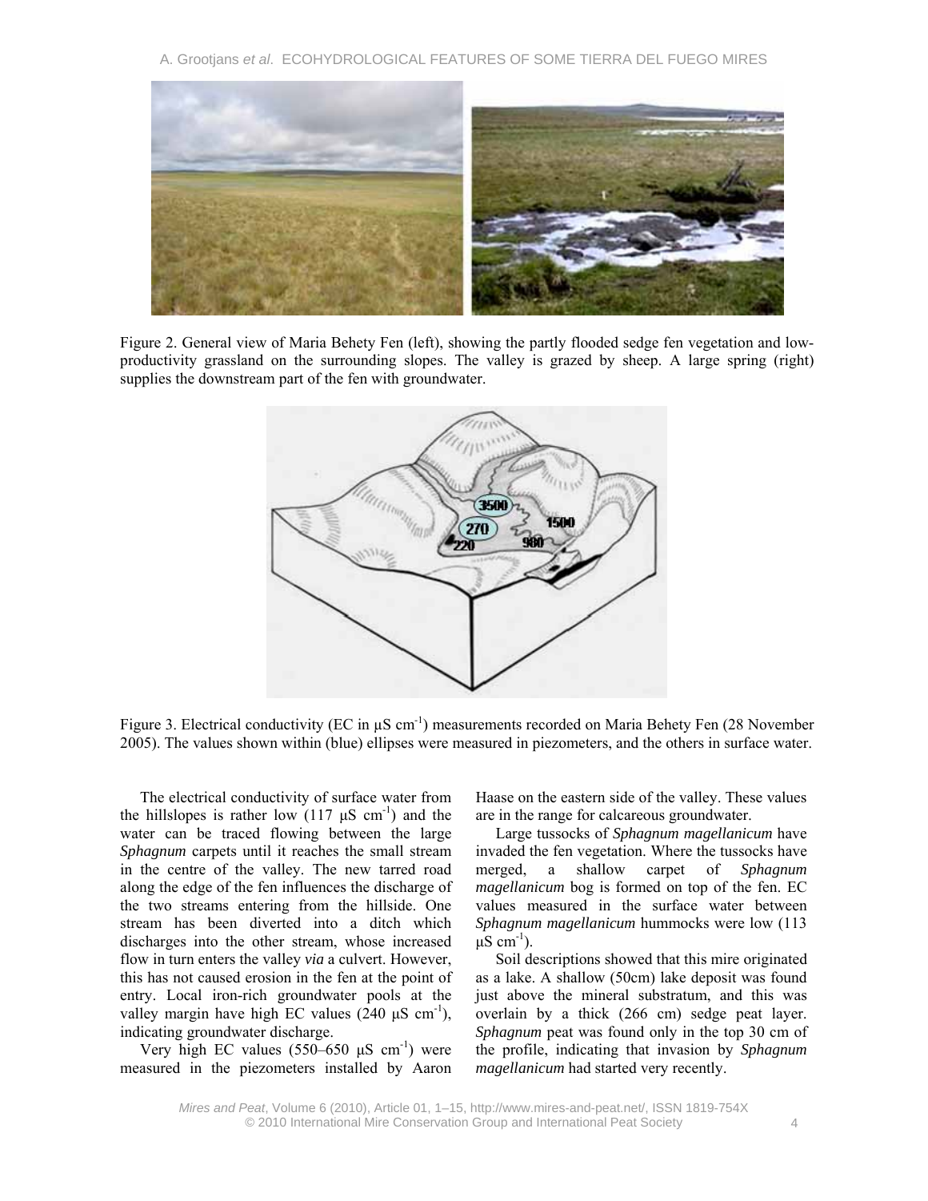Figure 2. General view of Maria Behety Fen (left), showing the partly flooded sedge fen vegetation and low-productivity grassland on the surrounding slopes. The valley is grazed by sheep. A large spring (right) supplies the downstream part of the fen with groundwater.

Figure 3. Electrical conductivity (EC in µS cm$^{-1}$) measurements recorded on Maria Behety Fen (28 November 2005). The values shown within (blue) ellipses were measured in piezometers, and the others in surface water.

The electrical conductivity of surface water from the hillslopes is rather low (117 µS cm$^{-1}$) and the water can be traced flowing between the large *Sphagnum* carpets until it reaches the small stream in the centre of the valley. The new tarred road along the edge of the fen influences the discharge of the two streams entering from the hillside. One stream has been diverted into a ditch which discharges into the other stream, whose increased flow in turn enters the valley *via* a culvert. However, this has not caused erosion in the fen at the point of entry. Local iron-rich groundwater pools at the valley margin have high EC values (240 µS cm$^{-1}$), indicating groundwater discharge.

Very high EC values (550–650 µS cm$^{-1}$) were measured in the piezometers installed by Aaron Haase on the eastern side of the valley. These values are in the range for calcareous groundwater.

Large tussocks of *Sphagnum magellanicum* have invaded the fen vegetation. Where the tussocks have merged, a shallow carpet of *Sphagnum magellanicum* bog is formed on top of the fen. EC values measured in the surface water between *Sphagnum magellanicum* hummocks were low (113 µS cm$^{-1}$).

Soil descriptions showed that this mire originated as a lake. A shallow (50cm) lake deposit was found just above the mineral substratum, and this was overlain by a thick (266 cm) sedge peat layer. *Sphagnum* peat was found only in the top 30 cm of the profile, indicating that invasion by *Sphagnum magellanicum* had started very recently.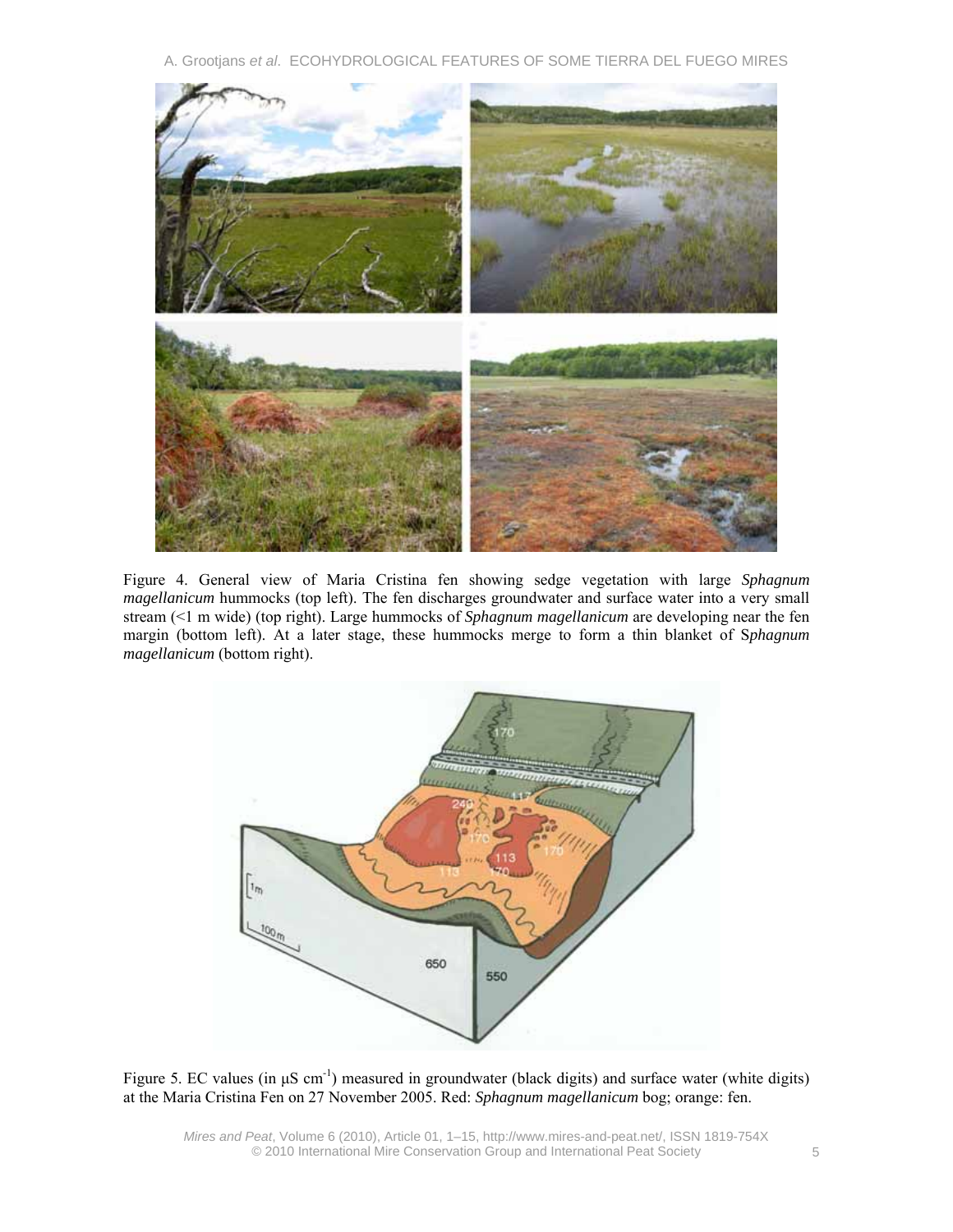Figure 4. General view of Maria Cristina fen showing sedge vegetation with large *Sphagnum magellanicum* hummocks (top left). The fen discharges groundwater and surface water into a very small stream (<1 m wide) (top right). Large hummocks of *Sphagnum magellanicum* are developing near the fen margin (bottom left). At a later stage, these hummocks merge to form a thin blanket of S*phagnum magellanicum* (bottom right).

Figure 5. EC values (in µS $cm^{-1}$) measured in groundwater (black digits) and surface water (white digits) at the Maria Cristina Fen on 27 November 2005. Red: *Sphagnum magellanicum* bog; orange: fen.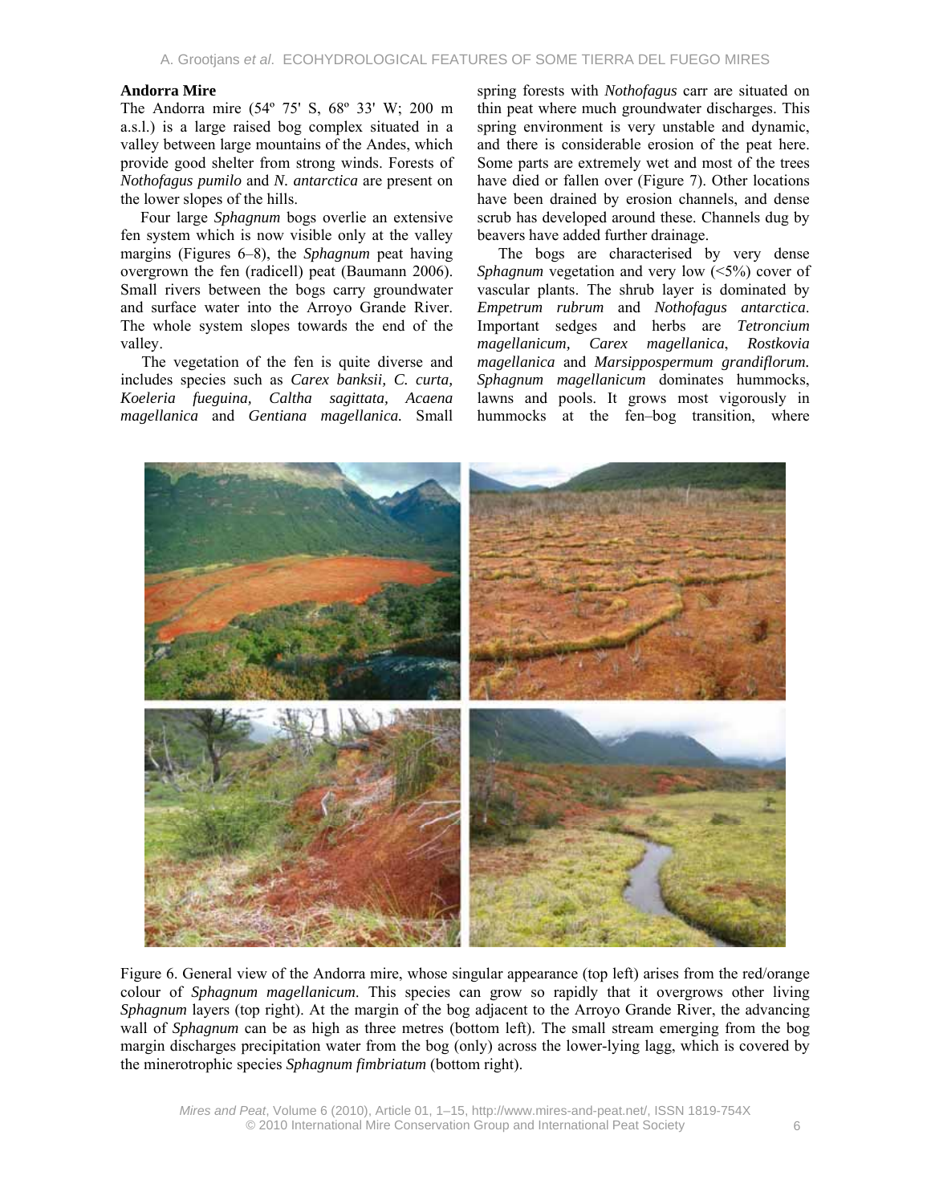## Andorra Mire

The Andorra mire (54º 75' S, 68º 33' W; 200 m a.s.l.) is a large raised bog complex situated in a valley between large mountains of the Andes, which provide good shelter from strong winds. Forests of *Nothofagus pumilo* and *N. antarctica* are present on the lower slopes of the hills.

Four large *Sphagnum* bogs overlie an extensive fen system which is now visible only at the valley margins (Figures 6–8), the *Sphagnum* peat having overgrown the fen (radicell) peat (Baumann 2006). Small rivers between the bogs carry groundwater and surface water into the Arroyo Grande River. The whole system slopes towards the end of the valley.

The vegetation of the fen is quite diverse and includes species such as *Carex banksii, C. curta, Koeleria fueguina, Caltha sagittata, Acaena magellanica* and *Gentiana magellanica.* Small spring forests with *Nothofagus* carr are situated on thin peat where much groundwater discharges. This spring environment is very unstable and dynamic, and there is considerable erosion of the peat here. Some parts are extremely wet and most of the trees have died or fallen over (Figure 7). Other locations have been drained by erosion channels, and dense scrub has developed around these. Channels dug by beavers have added further drainage.

The bogs are characterised by very dense *Sphagnum* vegetation and very low (<5%) cover of vascular plants. The shrub layer is dominated by *Empetrum rubrum* and *Nothofagus antarctica*. Important sedges and herbs are *Tetroncium magellanicum, Carex magellanica*, *Rostkovia magellanica* and *Marsippospermum grandiflorum. Sphagnum magellanicum* dominates hummocks, lawns and pools. It grows most vigorously in hummocks at the fen–bog transition, where

Figure 6. General view of the Andorra mire, whose singular appearance (top left) arises from the red/orange colour of *Sphagnum magellanicum*. This species can grow so rapidly that it overgrows other living *Sphagnum* layers (top right). At the margin of the bog adjacent to the Arroyo Grande River, the advancing wall of *Sphagnum* can be as high as three metres (bottom left). The small stream emerging from the bog margin discharges precipitation water from the bog (only) across the lower-lying lagg, which is covered by the minerotrophic species *Sphagnum fimbriatum* (bottom right).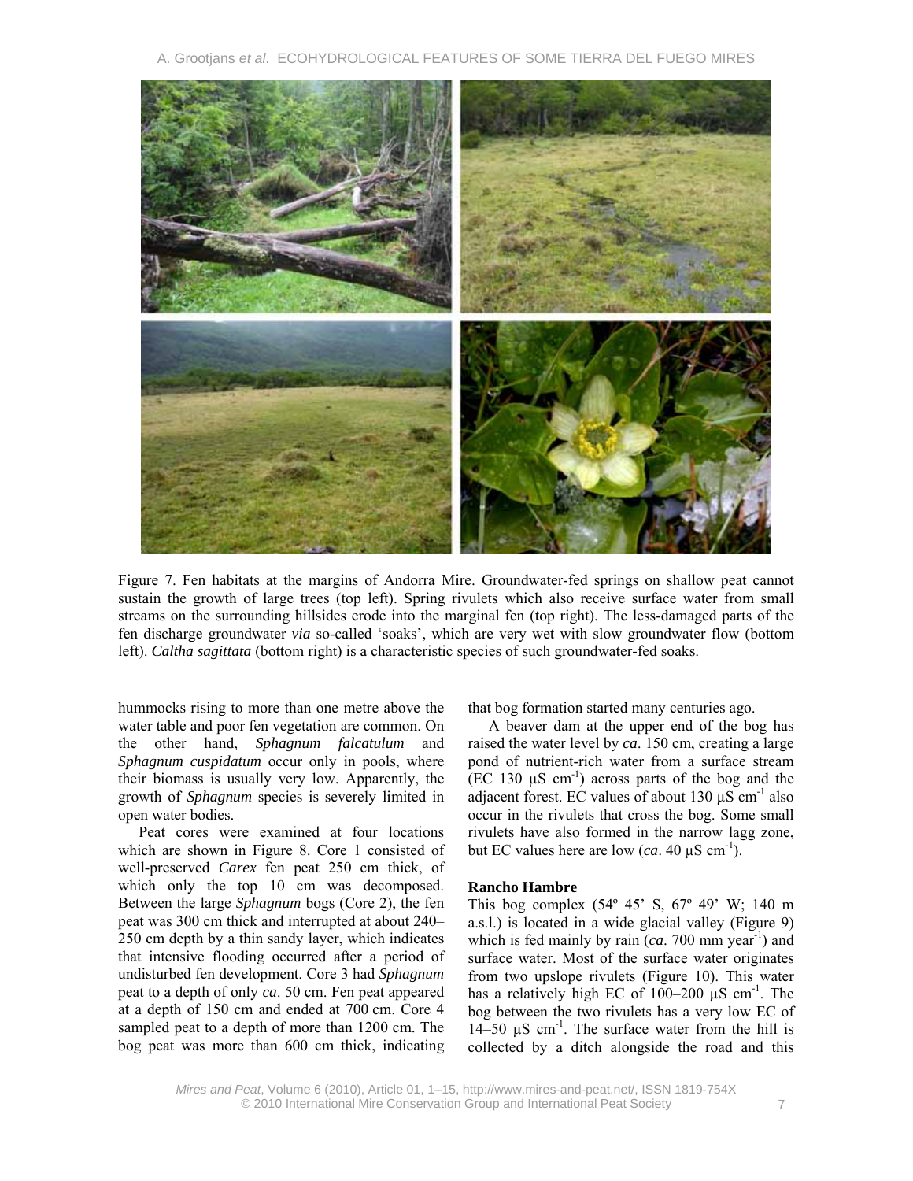Figure 7. Fen habitats at the margins of Andorra Mire. Groundwater-fed springs on shallow peat cannot sustain the growth of large trees (top left). Spring rivulets which also receive surface water from small streams on the surrounding hillsides erode into the marginal fen (top right). The less-damaged parts of the fen discharge groundwater *via* so-called 'soaks', which are very wet with slow groundwater flow (bottom left). *Caltha sagittata* (bottom right) is a characteristic species of such groundwater-fed soaks.

hummocks rising to more than one metre above the water table and poor fen vegetation are common. On the other hand, *Sphagnum falcatulum* and *Sphagnum cuspidatum* occur only in pools, where their biomass is usually very low. Apparently, the growth of *Sphagnum* species is severely limited in open water bodies.

Peat cores were examined at four locations which are shown in Figure 8. Core 1 consisted of well-preserved *Carex* fen peat 250 cm thick, of which only the top 10 cm was decomposed. Between the large *Sphagnum* bogs (Core 2), the fen peat was 300 cm thick and interrupted at about 240–250 cm depth by a thin sandy layer, which indicates that intensive flooding occurred after a period of undisturbed fen development. Core 3 had *Sphagnum* peat to a depth of only *ca*. 50 cm. Fen peat appeared at a depth of 150 cm and ended at 700 cm. Core 4 sampled peat to a depth of more than 1200 cm. The bog peat was more than 600 cm thick, indicating that bog formation started many centuries ago.

A beaver dam at the upper end of the bog has raised the water level by *ca*. 150 cm, creating a large pond of nutrient-rich water from a surface stream (EC 130 µS $cm^{-1}$) across parts of the bog and the adjacent forest. EC values of about 130 µS $cm^{-1}$ also occur in the rivulets that cross the bog. Some small rivulets have also formed in the narrow lagg zone, but EC values here are low (*ca*. 40 µS $cm^{-1}$).

**Rancho Hambre**

This bog complex (54º 45' S, 67º 49' W; 140 m a.s.l.) is located in a wide glacial valley (Figure 9) which is fed mainly by rain (*ca*. 700 mm $year^{-1}$) and surface water. Most of the surface water originates from two upslope rivulets (Figure 10). This water has a relatively high EC of 100–200 µS $cm^{-1}$. The bog between the two rivulets has a very low EC of 14–50 µS $cm^{-1}$. The surface water from the hill is collected by a ditch alongside the road and this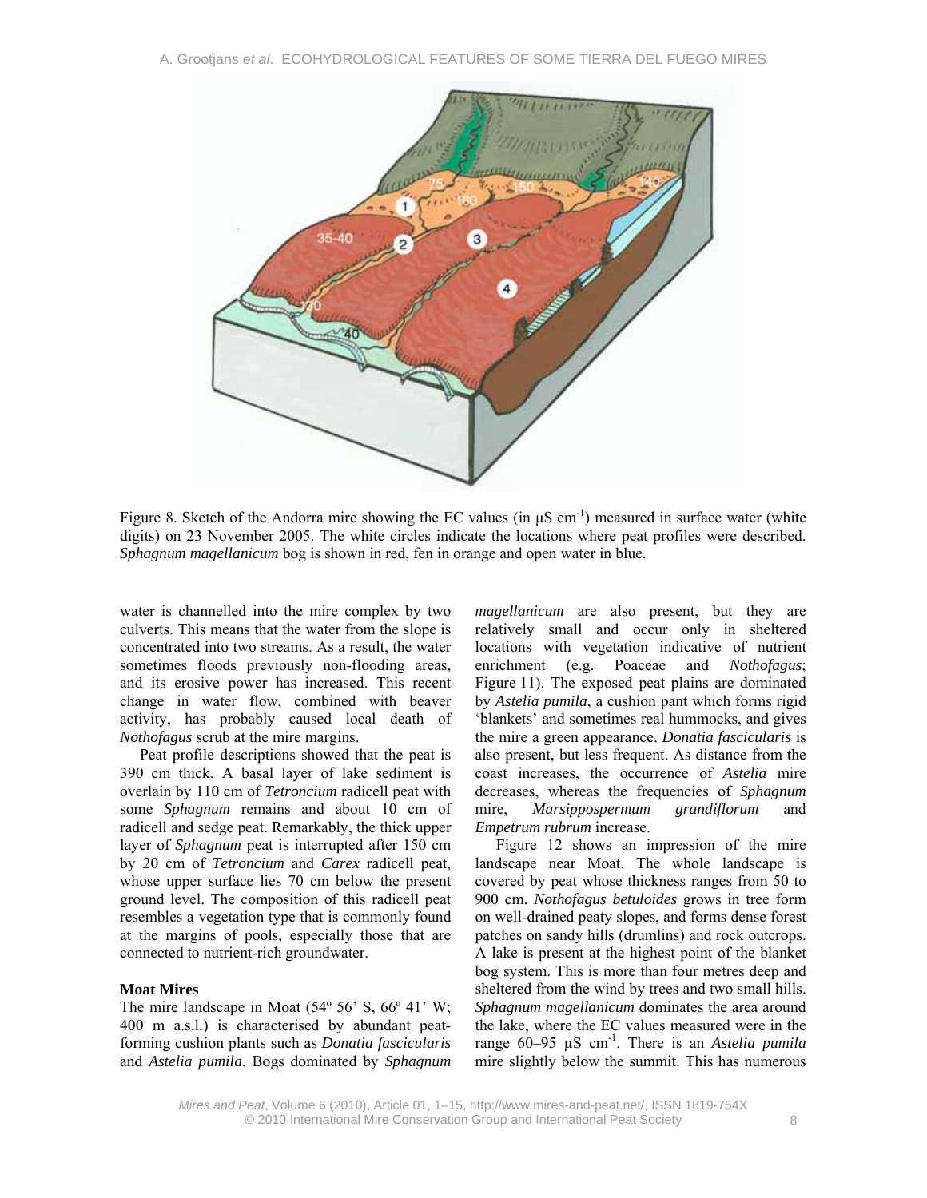Figure 8. Sketch of the Andorra mire showing the EC values (in μS cm$^{-1}$) measured in surface water (white digits) on 23 November 2005. The white circles indicate the locations where peat profiles were described. *Sphagnum magellanicum* bog is shown in red, fen in orange and open water in blue.

water is channelled into the mire complex by two culverts. This means that the water from the slope is concentrated into two streams. As a result, the water sometimes floods previously non-flooding areas, and its erosive power has increased. This recent change in water flow, combined with beaver activity, has probably caused local death of *Nothofagus* scrub at the mire margins.

Peat profile descriptions showed that the peat is 390 cm thick. A basal layer of lake sediment is overlain by 110 cm of *Tetroncium* radicell peat with some *Sphagnum* remains and about 10 cm of radicell and sedge peat. Remarkably, the thick upper layer of *Sphagnum* peat is interrupted after 150 cm by 20 cm of *Tetroncium* and *Carex* radicell peat, whose upper surface lies 70 cm below the present ground level. The composition of this radicell peat resembles a vegetation type that is commonly found at the margins of pools, especially those that are connected to nutrient-rich groundwater.

**Moat Mires**

The mire landscape in Moat (54º 56' S, 66º 41' W; 400 m a.s.l.) is characterised by abundant peat-forming cushion plants such as *Donatia fascicularis* and *Astelia pumila*. Bogs dominated by *Sphagnum magellanicum* are also present, but they are relatively small and occur only in sheltered locations with vegetation indicative of nutrient enrichment (e.g. Poaceae and *Nothofagus*; Figure 11). The exposed peat plains are dominated by *Astelia pumila*, a cushion pant which forms rigid 'blankets' and sometimes real hummocks, and gives the mire a green appearance. *Donatia fascicularis* is also present, but less frequent. As distance from the coast increases, the occurrence of *Astelia* mire decreases, whereas the frequencies of *Sphagnum* mire, *Marsippospermum grandiflorum* and *Empetrum rubrum* increase.

Figure 12 shows an impression of the mire landscape near Moat. The whole landscape is covered by peat whose thickness ranges from 50 to 900 cm. *Nothofagus betuloides* grows in tree form on well-drained peaty slopes, and forms dense forest patches on sandy hills (drumlins) and rock outcrops. A lake is present at the highest point of the blanket bog system. This is more than four metres deep and sheltered from the wind by trees and two small hills. *Sphagnum magellanicum* dominates the area around the lake, where the EC values measured were in the range 60–95 μS cm$^{-1}$. There is an *Astelia pumila* mire slightly below the summit. This has numerous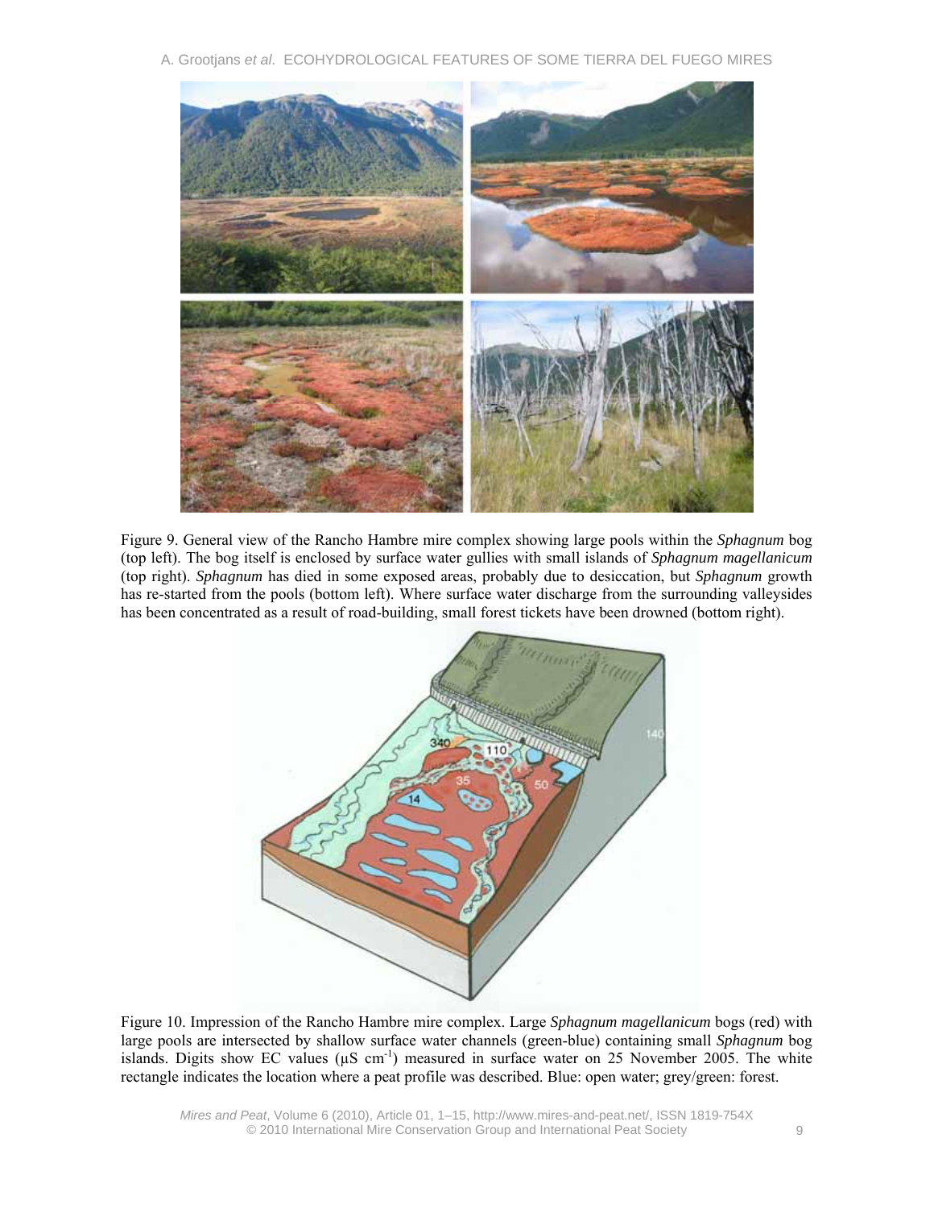Figure 9. General view of the Rancho Hambre mire complex showing large pools within the *Sphagnum* bog (top left). The bog itself is enclosed by surface water gullies with small islands of *Sphagnum magellanicum* (top right). *Sphagnum* has died in some exposed areas, probably due to desiccation, but *Sphagnum* growth has re-started from the pools (bottom left). Where surface water discharge from the surrounding valleysides has been concentrated as a result of road-building, small forest tickets have been drowned (bottom right).

Figure 10. Impression of the Rancho Hambre mire complex. Large *Sphagnum magellanicum* bogs (red) with large pools are intersected by shallow surface water channels (green-blue) containing small *Sphagnum* bog islands. Digits show EC values (μS $cm^{-1}$) measured in surface water on 25 November 2005. The white rectangle indicates the location where a peat profile was described. Blue: open water; grey/green: forest.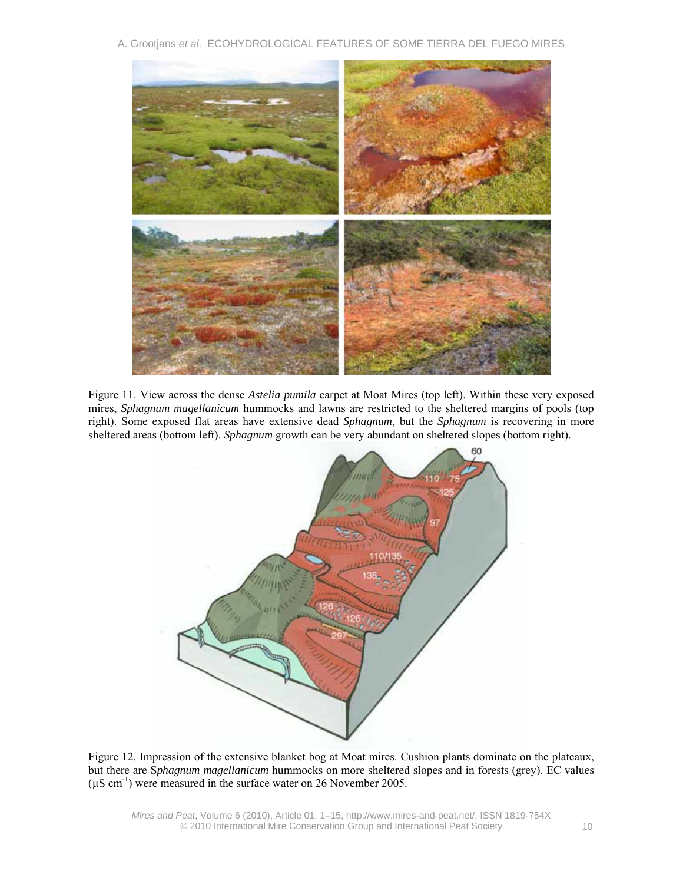Figure 11. View across the dense *Astelia pumila* carpet at Moat Mires (top left). Within these very exposed mires, *Sphagnum magellanicum* hummocks and lawns are restricted to the sheltered margins of pools (top right). Some exposed flat areas have extensive dead *Sphagnum*, but the *Sphagnum* is recovering in more sheltered areas (bottom left). *Sphagnum* growth can be very abundant on sheltered slopes (bottom right).

Figure 12. Impression of the extensive blanket bog at Moat mires. Cushion plants dominate on the plateaux, but there are S*phagnum magellanicum* hummocks on more sheltered slopes and in forests (grey). EC values (µS cm$^{-1}$) were measured in the surface water on 26 November 2005.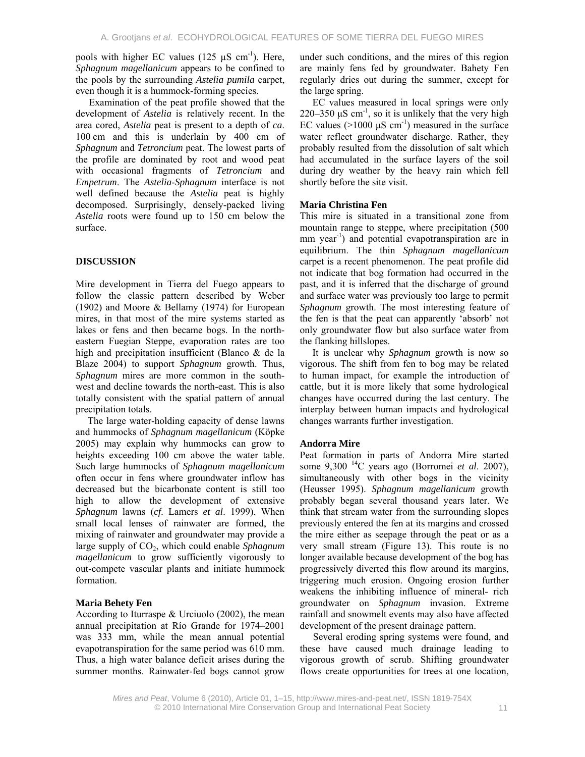pools with higher EC values (125 μS $cm^{-1}$). Here, *Sphagnum magellanicum* appears to be confined to the pools by the surrounding *Astelia pumila* carpet, even though it is a hummock-forming species.

Examination of the peat profile showed that the development of *Astelia* is relatively recent. In the area cored, *Astelia* peat is present to a depth of *ca*. 100 cm and this is underlain by 400 cm of *Sphagnum* and *Tetroncium* peat. The lowest parts of the profile are dominated by root and wood peat with occasional fragments of *Tetroncium* and *Empetrum*. The *Astelia-Sphagnum* interface is not well defined because the *Astelia* peat is highly decomposed. Surprisingly, densely-packed living *Astelia* roots were found up to 150 cm below the surface.

## DISCUSSION

Mire development in Tierra del Fuego appears to follow the classic pattern described by Weber (1902) and Moore & Bellamy (1974) for European mires, in that most of the mire systems started as lakes or fens and then became bogs. In the north-eastern Fuegian Steppe, evaporation rates are too high and precipitation insufficient (Blanco & de la Blaze 2004) to support *Sphagnum* growth. Thus, *Sphagnum* mires are more common in the south-west and decline towards the north-east. This is also totally consistent with the spatial pattern of annual precipitation totals.

The large water-holding capacity of dense lawns and hummocks of *Sphagnum magellanicum* (Köpke 2005) may explain why hummocks can grow to heights exceeding 100 cm above the water table. Such large hummocks of *Sphagnum magellanicum* often occur in fens where groundwater inflow has decreased but the bicarbonate content is still too high to allow the development of extensive *Sphagnum* lawns (*cf*. Lamers *et al*. 1999). When small local lenses of rainwater are formed, the mixing of rainwater and groundwater may provide a large supply of $CO_2$, which could enable *Sphagnum magellanicum* to grow sufficiently vigorously to out-compete vascular plants and initiate hummock formation.

### Maria Behety Fen

According to Iturraspe & Urciuolo (2002), the mean annual precipitation at Río Grande for 1974–2001 was 333 mm, while the mean annual potential evapotranspiration for the same period was 610 mm. Thus, a high water balance deficit arises during the summer months. Rainwater-fed bogs cannot grow under such conditions, and the mires of this region are mainly fens fed by groundwater. Bahety Fen regularly dries out during the summer, except for the large spring.

EC values measured in local springs were only 220–350 μS $cm^{-1}$, so it is unlikely that the very high EC values (>1000 μS $cm^{-1}$) measured in the surface water reflect groundwater discharge. Rather, they probably resulted from the dissolution of salt which had accumulated in the surface layers of the soil during dry weather by the heavy rain which fell shortly before the site visit.

### Maria Christina Fen

This mire is situated in a transitional zone from mountain range to steppe, where precipitation (500 mm $year^{-1}$) and potential evapotranspiration are in equilibrium. The thin *Sphagnum magellanicum* carpet is a recent phenomenon. The peat profile did not indicate that bog formation had occurred in the past, and it is inferred that the discharge of ground and surface water was previously too large to permit *Sphagnum* growth. The most interesting feature of the fen is that the peat can apparently 'absorb' not only groundwater flow but also surface water from the flanking hillslopes.

It is unclear why *Sphagnum* growth is now so vigorous. The shift from fen to bog may be related to human impact, for example the introduction of cattle, but it is more likely that some hydrological changes have occurred during the last century. The interplay between human impacts and hydrological changes warrants further investigation.

### Andorra Mire

Peat formation in parts of Andorra Mire started some 9,300 $^{14}C$ years ago (Borromei *et al*. 2007), simultaneously with other bogs in the vicinity (Heusser 1995). *Sphagnum magellanicum* growth probably began several thousand years later. We think that stream water from the surrounding slopes previously entered the fen at its margins and crossed the mire either as seepage through the peat or as a very small stream (Figure 13). This route is no longer available because development of the bog has progressively diverted this flow around its margins, triggering much erosion. Ongoing erosion further weakens the inhibiting influence of mineral- rich groundwater on *Sphagnum* invasion. Extreme rainfall and snowmelt events may also have affected development of the present drainage pattern.

Several eroding spring systems were found, and these have caused much drainage leading to vigorous growth of scrub. Shifting groundwater flows create opportunities for trees at one location,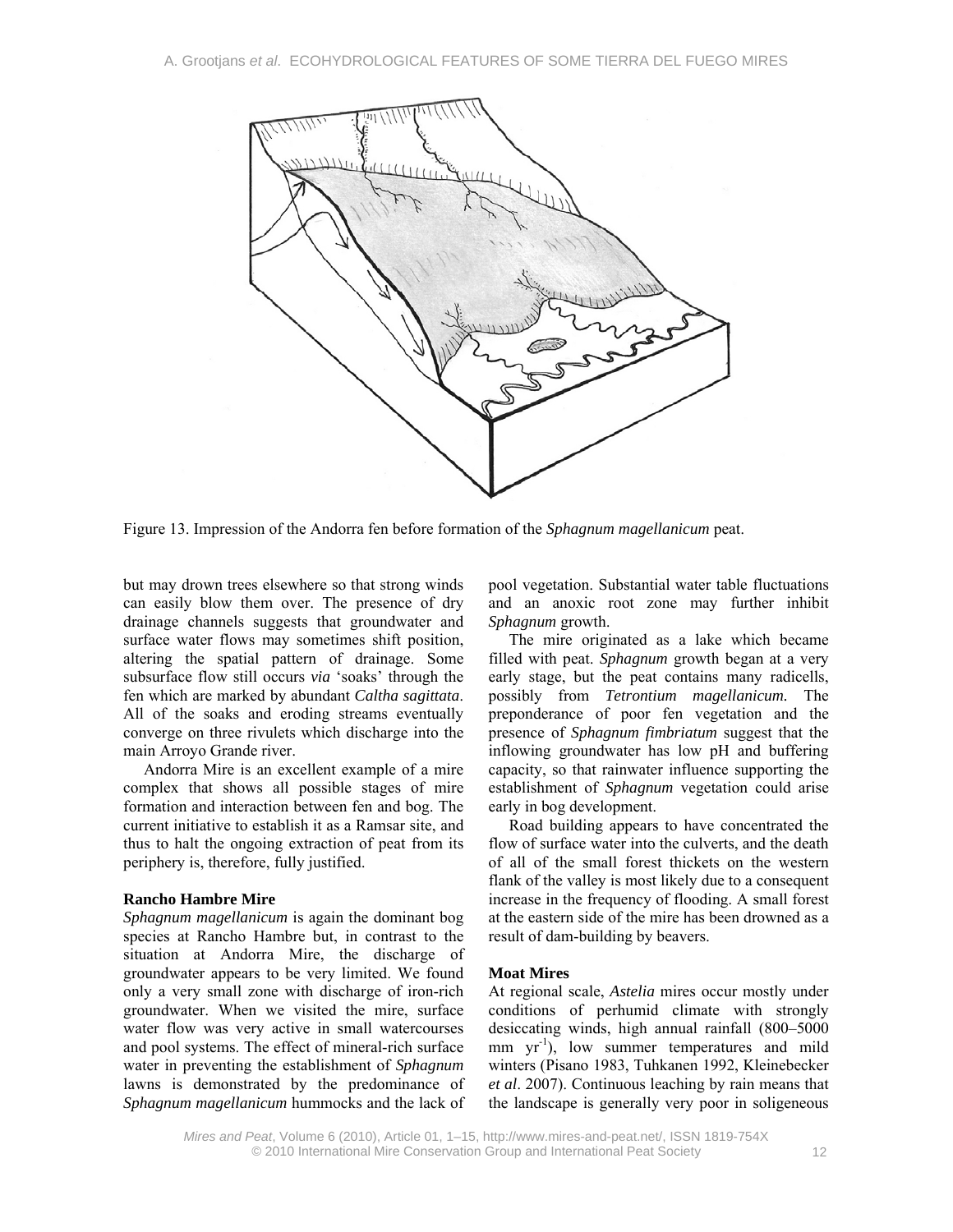Figure 13. Impression of the Andorra fen before formation of the *Sphagnum magellanicum* peat.

but may drown trees elsewhere so that strong winds can easily blow them over. The presence of dry drainage channels suggests that groundwater and surface water flows may sometimes shift position, altering the spatial pattern of drainage. Some subsurface flow still occurs *via* 'soaks' through the fen which are marked by abundant *Caltha sagittata*. All of the soaks and eroding streams eventually converge on three rivulets which discharge into the main Arroyo Grande river.

Andorra Mire is an excellent example of a mire complex that shows all possible stages of mire formation and interaction between fen and bog. The current initiative to establish it as a Ramsar site, and thus to halt the ongoing extraction of peat from its periphery is, therefore, fully justified.

**Rancho Hambre Mire**

*Sphagnum magellanicum* is again the dominant bog species at Rancho Hambre but, in contrast to the situation at Andorra Mire, the discharge of groundwater appears to be very limited. We found only a very small zone with discharge of iron-rich groundwater. When we visited the mire, surface water flow was very active in small watercourses and pool systems. The effect of mineral-rich surface water in preventing the establishment of *Sphagnum* lawns is demonstrated by the predominance of *Sphagnum magellanicum* hummocks and the lack of pool vegetation. Substantial water table fluctuations and an anoxic root zone may further inhibit *Sphagnum* growth.

The mire originated as a lake which became filled with peat. *Sphagnum* growth began at a very early stage, but the peat contains many radicells, possibly from *Tetrontium magellanicum.* The preponderance of poor fen vegetation and the presence of *Sphagnum fimbriatum* suggest that the inflowing groundwater has low pH and buffering capacity, so that rainwater influence supporting the establishment of *Sphagnum* vegetation could arise early in bog development.

Road building appears to have concentrated the flow of surface water into the culverts, and the death of all of the small forest thickets on the western flank of the valley is most likely due to a consequent increase in the frequency of flooding. A small forest at the eastern side of the mire has been drowned as a result of dam-building by beavers.

**Moat Mires**

At regional scale, *Astelia* mires occur mostly under conditions of perhumid climate with strongly desiccating winds, high annual rainfall (800–5000 mm $yr^{-1}$), low summer temperatures and mild winters (Pisano 1983, Tuhkanen 1992, Kleinebecker *et al*. 2007). Continuous leaching by rain means that the landscape is generally very poor in soligeneous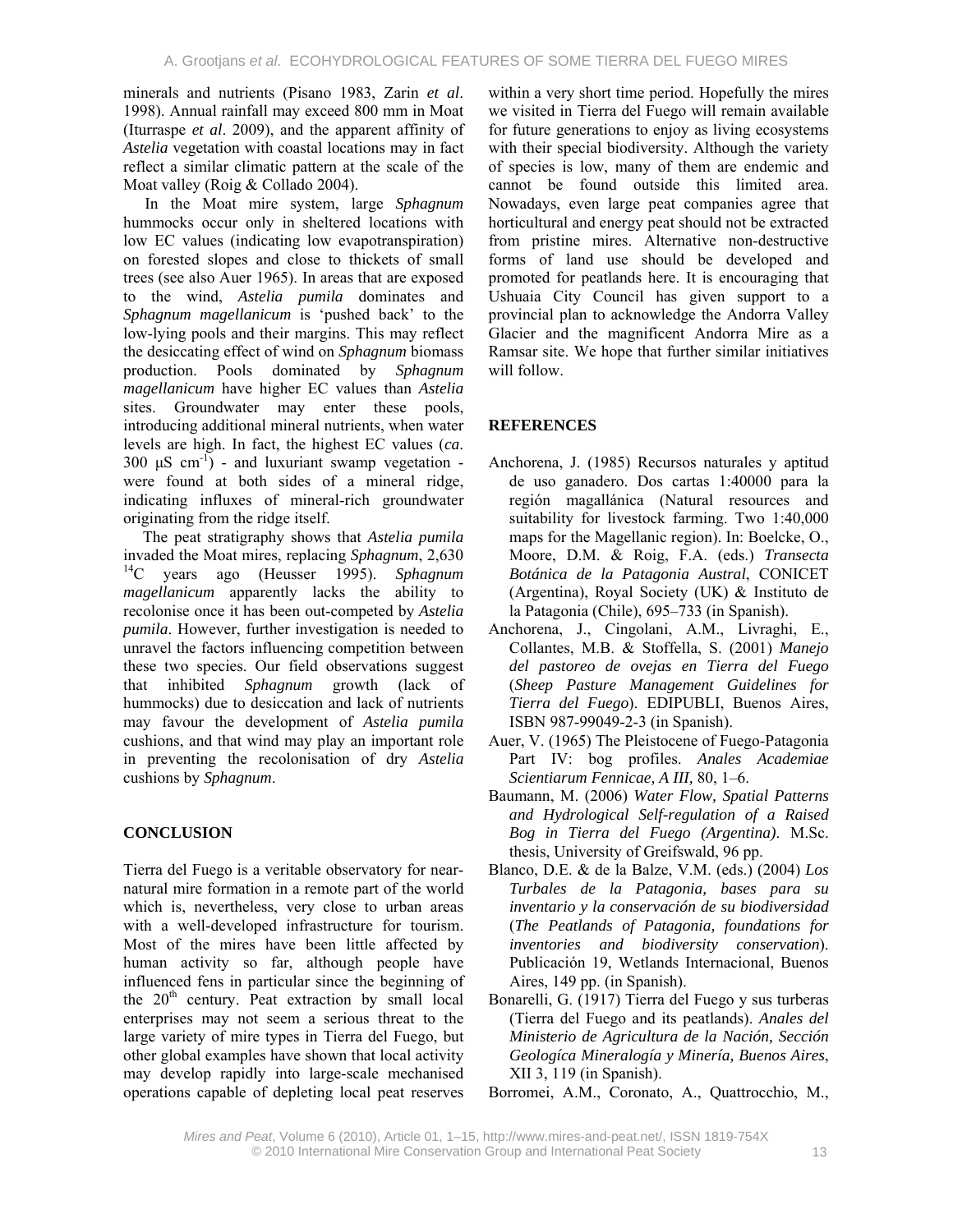minerals and nutrients (Pisano 1983, Zarin *et al*. 1998). Annual rainfall may exceed 800 mm in Moat (Iturraspe *et al*. 2009), and the apparent affinity of *Astelia* vegetation with coastal locations may in fact reflect a similar climatic pattern at the scale of the Moat valley (Roig & Collado 2004).

In the Moat mire system, large *Sphagnum* hummocks occur only in sheltered locations with low EC values (indicating low evapotranspiration) on forested slopes and close to thickets of small trees (see also Auer 1965). In areas that are exposed to the wind, *Astelia pumila* dominates and *Sphagnum magellanicum* is 'pushed back' to the low-lying pools and their margins. This may reflect the desiccating effect of wind on *Sphagnum* biomass production. Pools dominated by *Sphagnum magellanicum* have higher EC values than *Astelia* sites. Groundwater may enter these pools, introducing additional mineral nutrients, when water levels are high. In fact, the highest EC values (*ca*. 300 μS $cm^{-1}$) - and luxuriant swamp vegetation - were found at both sides of a mineral ridge, indicating influxes of mineral-rich groundwater originating from the ridge itself.

The peat stratigraphy shows that *Astelia pumila* invaded the Moat mires, replacing *Sphagnum*, 2,630 $^{14}C$ years ago (Heusser 1995). *Sphagnum magellanicum* apparently lacks the ability to recolonise once it has been out-competed by *Astelia pumila*. However, further investigation is needed to unravel the factors influencing competition between these two species. Our field observations suggest that inhibited *Sphagnum* growth (lack of hummocks) due to desiccation and lack of nutrients may favour the development of *Astelia pumila* cushions, and that wind may play an important role in preventing the recolonisation of dry *Astelia* cushions by *Sphagnum*.

## CONCLUSION

Tierra del Fuego is a veritable observatory for near-natural mire formation in a remote part of the world which is, nevertheless, very close to urban areas with a well-developed infrastructure for tourism. Most of the mires have been little affected by human activity so far, although people have influenced fens in particular since the beginning of the 20th century. Peat extraction by small local enterprises may not seem a serious threat to the large variety of mire types in Tierra del Fuego, but other global examples have shown that local activity may develop rapidly into large-scale mechanised operations capable of depleting local peat reserves within a very short time period. Hopefully the mires we visited in Tierra del Fuego will remain available for future generations to enjoy as living ecosystems with their special biodiversity. Although the variety of species is low, many of them are endemic and cannot be found outside this limited area. Nowadays, even large peat companies agree that horticultural and energy peat should not be extracted from pristine mires. Alternative non-destructive forms of land use should be developed and promoted for peatlands here. It is encouraging that Ushuaia City Council has given support to a provincial plan to acknowledge the Andorra Valley Glacier and the magnificent Andorra Mire as a Ramsar site. We hope that further similar initiatives will follow.

## REFERENCES

Anchorena, J. (1985) Recursos naturales y aptitud de uso ganadero. Dos cartas 1:40000 para la región magallánica (Natural resources and suitability for livestock farming. Two 1:40,000 maps for the Magellanic region). In: Boelcke, O., Moore, D.M. & Roig, F.A. (eds.) *Transecta Botánica de la Patagonia Austral*, CONICET (Argentina), Royal Society (UK) & Instituto de la Patagonia (Chile), 695–733 (in Spanish).

Anchorena, J., Cingolani, A.M., Livraghi, E., Collantes, M.B. & Stoffella, S. (2001) *Manejo del pastoreo de ovejas en Tierra del Fuego* (*Sheep Pasture Management Guidelines for Tierra del Fuego*). EDIPUBLI, Buenos Aires, ISBN 987-99049-2-3 (in Spanish).

Auer, V. (1965) The Pleistocene of Fuego-Patagonia Part IV: bog profiles. *Anales Academiae Scientiarum Fennicae, A III,* 80, 1–6.

Baumann, M. (2006) *Water Flow, Spatial Patterns and Hydrological Self-regulation of a Raised Bog in Tierra del Fuego (Argentina)*. M.Sc. thesis, University of Greifswald, 96 pp.

Blanco, D.E. & de la Balze, V.M. (eds.) (2004) *Los Turbales de la Patagonia, bases para su inventario y la conservación de su biodiversidad* (*The Peatlands of Patagonia, foundations for inventories and biodiversity conservation*). Publicación 19, Wetlands Internacional, Buenos Aires, 149 pp. (in Spanish).

Bonarelli, G. (1917) Tierra del Fuego y sus turberas (Tierra del Fuego and its peatlands). *Anales del Ministerio de Agricultura de la Nación, Sección Geologíca Mineralogía y Minería, Buenos Aires*, XII 3, 119 (in Spanish).

Borromei, A.M., Coronato, A., Quattrocchio, M.,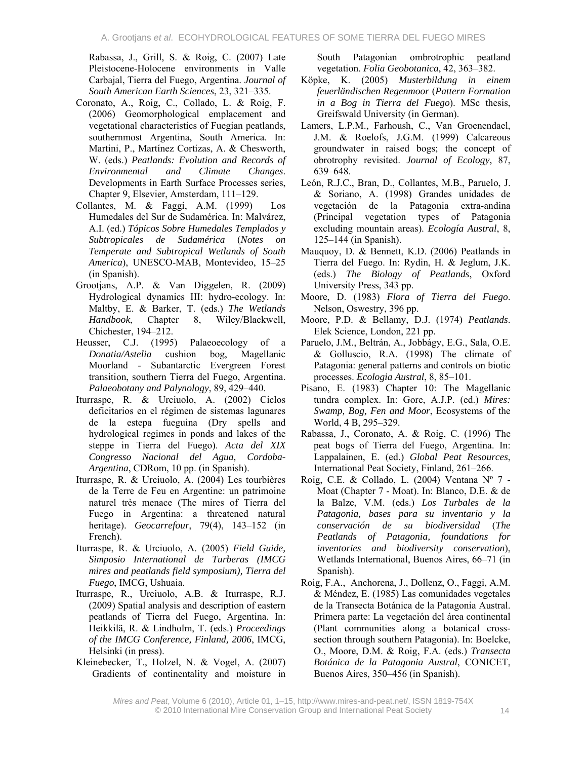Rabassa, J., Grill, S. & Roig, C. (2007) Late Pleistocene-Holocene environments in Valle Carbajal, Tierra del Fuego, Argentina. *Journal of South American Earth Sciences*, 23, 321–335.

Coronato, A., Roig, C., Collado, L. & Roig, F. (2006) Geomorphological emplacement and vegetational characteristics of Fuegian peatlands, southernmost Argentina, South America. In: Martini, P., Martínez Cortízas, A. & Chesworth, W. (eds.) *Peatlands: Evolution and Records of Environmental and Climate Changes*. Developments in Earth Surface Processes series, Chapter 9, Elsevier, Amsterdam, 111–129.

Collantes, M. & Faggi, A.M. (1999) Los Humedales del Sur de Sudamérica. In: Malvárez, A.I. (ed.) *Tópicos Sobre Humedales Templados y Subtropicales de Sudamérica* (*Notes on Temperate and Subtropical Wetlands of South America*), UNESCO-MAB, Montevideo, 15–25 (in Spanish).

Grootjans, A.P. & Van Diggelen, R. (2009) Hydrological dynamics III: hydro-ecology. In: Maltby, E. & Barker, T. (eds.) *The Wetlands Handbook*, Chapter 8, Wiley/Blackwell, Chichester, 194–212.

Heusser, C.J. (1995) Palaeoecology of a *Donatia/Astelia* cushion bog, Magellanic Moorland - Subantarctic Evergreen Forest transition, southern Tierra del Fuego, Argentina. *Palaeobotany and Palynology*, 89, 429–440.

Iturraspe, R. & Urciuolo, A. (2002) Ciclos deficitarios en el régimen de sistemas lagunares de la estepa fueguina (Dry spells and hydrological regimes in ponds and lakes of the steppe in Tierra del Fuego). *Acta del XIX Congresso Nacional del Agua, Cordoba-Argentina*, CDRom, 10 pp. (in Spanish).

Iturraspe, R. & Urciuolo, A. (2004) Les tourbières de la Terre de Feu en Argentine: un patrimoine naturel très menace (The mires of Tierra del Fuego in Argentina: a threatened natural heritage). *Geocarrefour*, 79(4), 143–152 (in French).

Iturraspe, R. & Urciuolo, A. (2005) *Field Guide, Simposio International de Turberas (IMCG mires and peatlands field symposium), Tierra del Fuego*, IMCG, Ushuaia.

Iturraspe, R., Urciuolo, A.B. & Iturraspe, R.J. (2009) Spatial analysis and description of eastern peatlands of Tierra del Fuego, Argentina. In: Heikkilä, R. & Lindholm, T. (eds.) *Proceedings of the IMCG Conference, Finland, 2006*, IMCG, Helsinki (in press).

Kleinebecker, T., Holzel, N. & Vogel, A. (2007) Gradients of continentality and moisture in South Patagonian ombrotrophic peatland vegetation. *Folia Geobotanica*, 42, 363–382.

Köpke, K. (2005) *Musterbildung in einem feuerländischen Regenmoor* (*Pattern Formation in a Bog in Tierra del Fuego*). MSc thesis, Greifswald University (in German).

Lamers, L.P.M., Farhoush, C., Van Groenendael, J.M. & Roelofs, J.G.M. (1999) Calcareous groundwater in raised bogs; the concept of obrotrophy revisited. *Journal of Ecology*, 87, 639–648.

León, R.J.C., Bran, D., Collantes, M.B., Paruelo, J. & Soriano, A. (1998) Grandes unidades de vegetación de la Patagonia extra-andina (Principal vegetation types of Patagonia excluding mountain areas). *Ecología Austral*, 8, 125–144 (in Spanish).

Mauquoy, D. & Bennett, K.D. (2006) Peatlands in Tierra del Fuego. In: Rydin, H. & Jeglum, J.K. (eds.) *The Biology of Peatlands*, Oxford University Press, 343 pp.

Moore, D. (1983) *Flora of Tierra del Fuego*. Nelson, Oswestry, 396 pp.

Moore, P.D. & Bellamy, D.J. (1974) *Peatlands*. Elek Science, London, 221 pp.

Paruelo, J.M., Beltrán, A., Jobbágy, E.G., Sala, O.E. & Golluscio, R.A. (1998) The climate of Patagonia: general patterns and controls on biotic processes. *Ecologia Austral*, 8, 85–101.

Pisano, E. (1983) Chapter 10: The Magellanic tundra complex. In: Gore, A.J.P. (ed.) *Mires: Swamp, Bog, Fen and Moor*, Ecosystems of the World, 4 B, 295–329.

Rabassa, J., Coronato, A. & Roig, C. (1996) The peat bogs of Tierra del Fuego, Argentina. In: Lappalainen, E. (ed.) *Global Peat Resources*, International Peat Society, Finland, 261–266.

Roig, C.E. & Collado, L. (2004) Ventana Nº 7 - Moat (Chapter 7 - Moat). In: Blanco, D.E. & de la Balze, V.M. (eds.) *Los Turbales de la Patagonia, bases para su inventario y la conservación de su biodiversidad* (*The Peatlands of Patagonia, foundations for inventories and biodiversity conservation*), Wetlands International, Buenos Aires, 66–71 (in Spanish).

Roig, F.A., Anchorena, J., Dollenz, O., Faggi, A.M. & Méndez, E. (1985) Las comunidades vegetales de la Transecta Botánica de la Patagonia Austral. Primera parte: La vegetación del área continental (Plant communities along a botanical cross-section through southern Patagonia). In: Boelcke, O., Moore, D.M. & Roig, F.A. (eds.) *Transecta Botánica de la Patagonia Austral*, CONICET, Buenos Aires, 350–456 (in Spanish).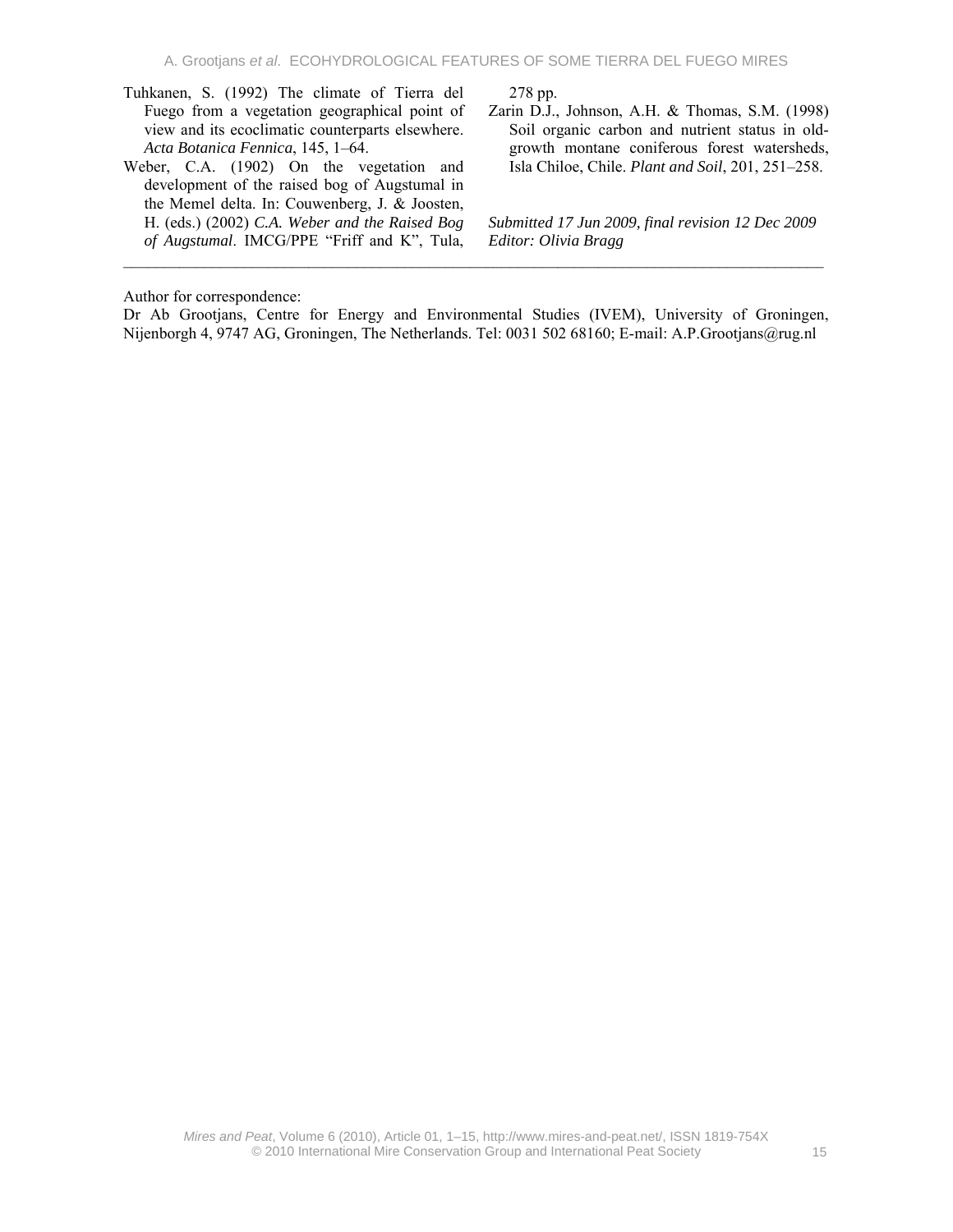Tuhkanen, S. (1992) The climate of Tierra del Fuego from a vegetation geographical point of view and its ecoclimatic counterparts elsewhere. *Acta Botanica Fennica*, 145, 1–64.

Weber, C.A. (1902) On the vegetation and development of the raised bog of Augstumal in the Memel delta. In: Couwenberg, J. & Joosten, H. (eds.) (2002) *C.A. Weber and the Raised Bog of Augstumal*. IMCG/PPE "Friff and K", Tula, 278 pp.

Zarin D.J., Johnson, A.H. & Thomas, S.M. (1998) Soil organic carbon and nutrient status in old-growth montane coniferous forest watersheds, Isla Chiloe, Chile. *Plant and Soil*, 201, 251–258.

*Submitted 17 Jun 2009, final revision 12 Dec 2009*
*Editor: Olivia Bragg*

---

Author for correspondence:
Dr Ab Grootjans, Centre for Energy and Environmental Studies (IVEM), University of Groningen, Nijenborgh 4, 9747 AG, Groningen, The Netherlands. Tel: 0031 502 68160; E-mail: A.P.Grootjans@rug.nl